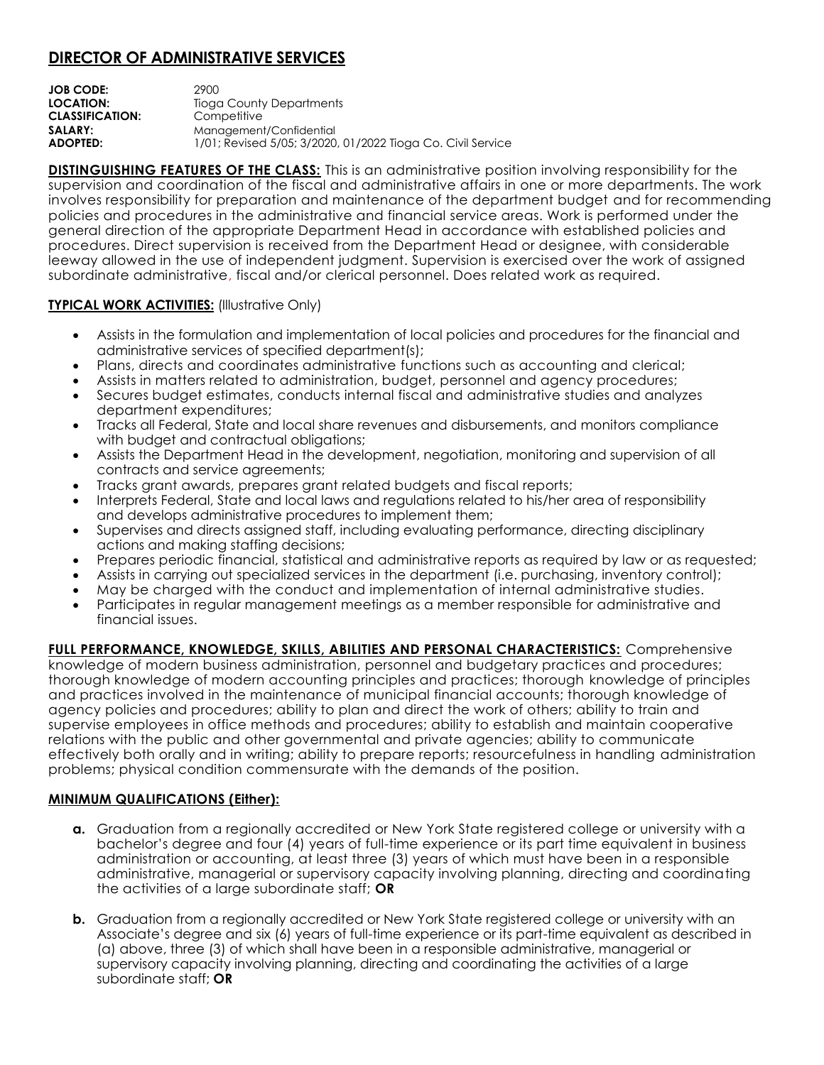# DIRECTOR OF ADMINISTRATIVE SERVICES

**JOB CODE:** 2900
**LOCATION:** Tioga County Departments
**CLASSIFICATION:** Competitive
**SALARY:** Management/Confidential
**ADOPTED:** 1/01; Revised 5/05; 3/2020, 01/2022 Tioga Co. Civil Service

**DISTINGUISHING FEATURES OF THE CLASS:** This is an administrative position involving responsibility for the supervision and coordination of the fiscal and administrative affairs in one or more departments. The work involves responsibility for preparation and maintenance of the department budget and for recommending policies and procedures in the administrative and financial service areas. Work is performed under the general direction of the appropriate Department Head in accordance with established policies and procedures. Direct supervision is received from the Department Head or designee, with considerable leeway allowed in the use of independent judgment. Supervision is exercised over the work of assigned subordinate administrative, fiscal and/or clerical personnel. Does related work as required.

**TYPICAL WORK ACTIVITIES:** (Illustrative Only)

- Assists in the formulation and implementation of local policies and procedures for the financial and administrative services of specified department(s);
- Plans, directs and coordinates administrative functions such as accounting and clerical;
- Assists in matters related to administration, budget, personnel and agency procedures;
- Secures budget estimates, conducts internal fiscal and administrative studies and analyzes department expenditures;
- Tracks all Federal, State and local share revenues and disbursements, and monitors compliance with budget and contractual obligations;
- Assists the Department Head in the development, negotiation, monitoring and supervision of all contracts and service agreements;
- Tracks grant awards, prepares grant related budgets and fiscal reports;
- Interprets Federal, State and local laws and regulations related to his/her area of responsibility and develops administrative procedures to implement them;
- Supervises and directs assigned staff, including evaluating performance, directing disciplinary actions and making staffing decisions;
- Prepares periodic financial, statistical and administrative reports as required by law or as requested;
- Assists in carrying out specialized services in the department (i.e. purchasing, inventory control);
- May be charged with the conduct and implementation of internal administrative studies.
- Participates in regular management meetings as a member responsible for administrative and financial issues.

**FULL PERFORMANCE, KNOWLEDGE, SKILLS, ABILITIES AND PERSONAL CHARACTERISTICS:** Comprehensive knowledge of modern business administration, personnel and budgetary practices and procedures; thorough knowledge of modern accounting principles and practices; thorough knowledge of principles and practices involved in the maintenance of municipal financial accounts; thorough knowledge of agency policies and procedures; ability to plan and direct the work of others; ability to train and supervise employees in office methods and procedures; ability to establish and maintain cooperative relations with the public and other governmental and private agencies; ability to communicate effectively both orally and in writing; ability to prepare reports; resourcefulness in handling administration problems; physical condition commensurate with the demands of the position.

**MINIMUM QUALIFICATIONS (Either):**

**a.** Graduation from a regionally accredited or New York State registered college or university with a bachelor's degree and four (4) years of full-time experience or its part time equivalent in business administration or accounting, at least three (3) years of which must have been in a responsible administrative, managerial or supervisory capacity involving planning, directing and coordinating the activities of a large subordinate staff; **OR**

**b.** Graduation from a regionally accredited or New York State registered college or university with an Associate's degree and six (6) years of full-time experience or its part-time equivalent as described in (a) above, three (3) of which shall have been in a responsible administrative, managerial or supervisory capacity involving planning, directing and coordinating the activities of a large subordinate staff; **OR**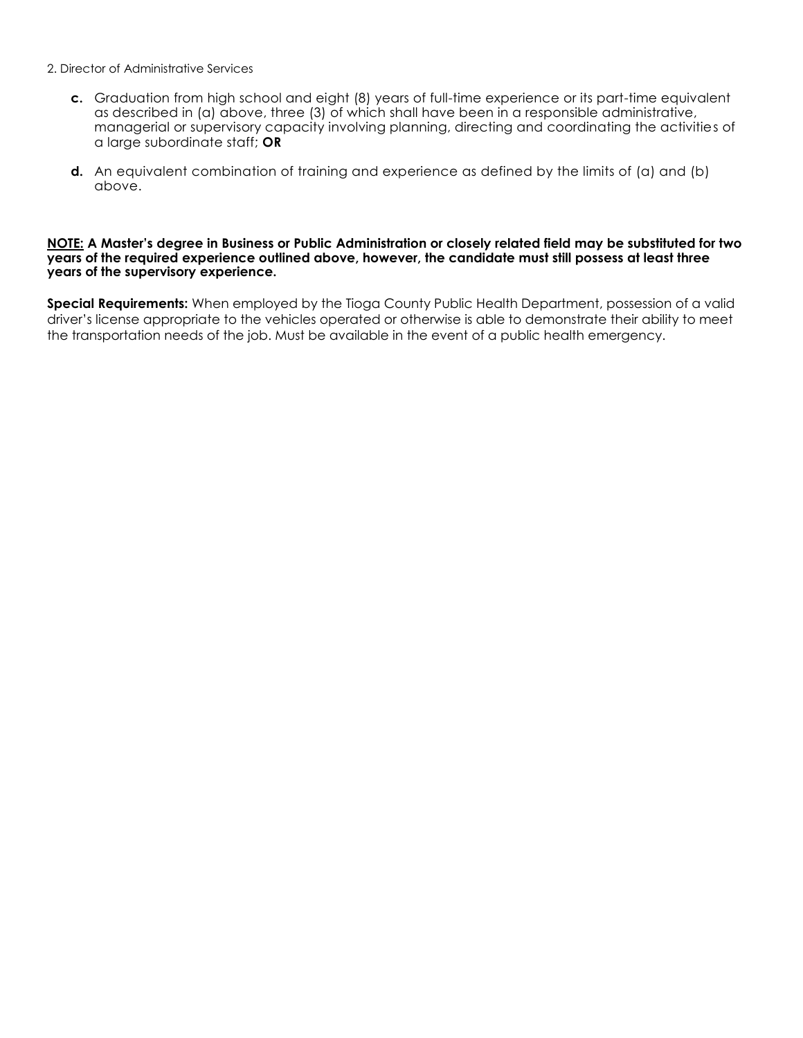**c.** Graduation from high school and eight (8) years of full-time experience or its part-time equivalent as described in (a) above, three (3) of which shall have been in a responsible administrative, managerial or supervisory capacity involving planning, directing and coordinating the activities of a large subordinate staff; **OR**

**d.** An equivalent combination of training and experience as defined by the limits of (a) and (b) above.

**NOTE: A Master's degree in Business or Public Administration or closely related field may be substituted for two years of the required experience outlined above, however, the candidate must still possess at least three years of the supervisory experience.**

**Special Requirements:** When employed by the Tioga County Public Health Department, possession of a valid driver's license appropriate to the vehicles operated or otherwise is able to demonstrate their ability to meet the transportation needs of the job. Must be available in the event of a public health emergency.